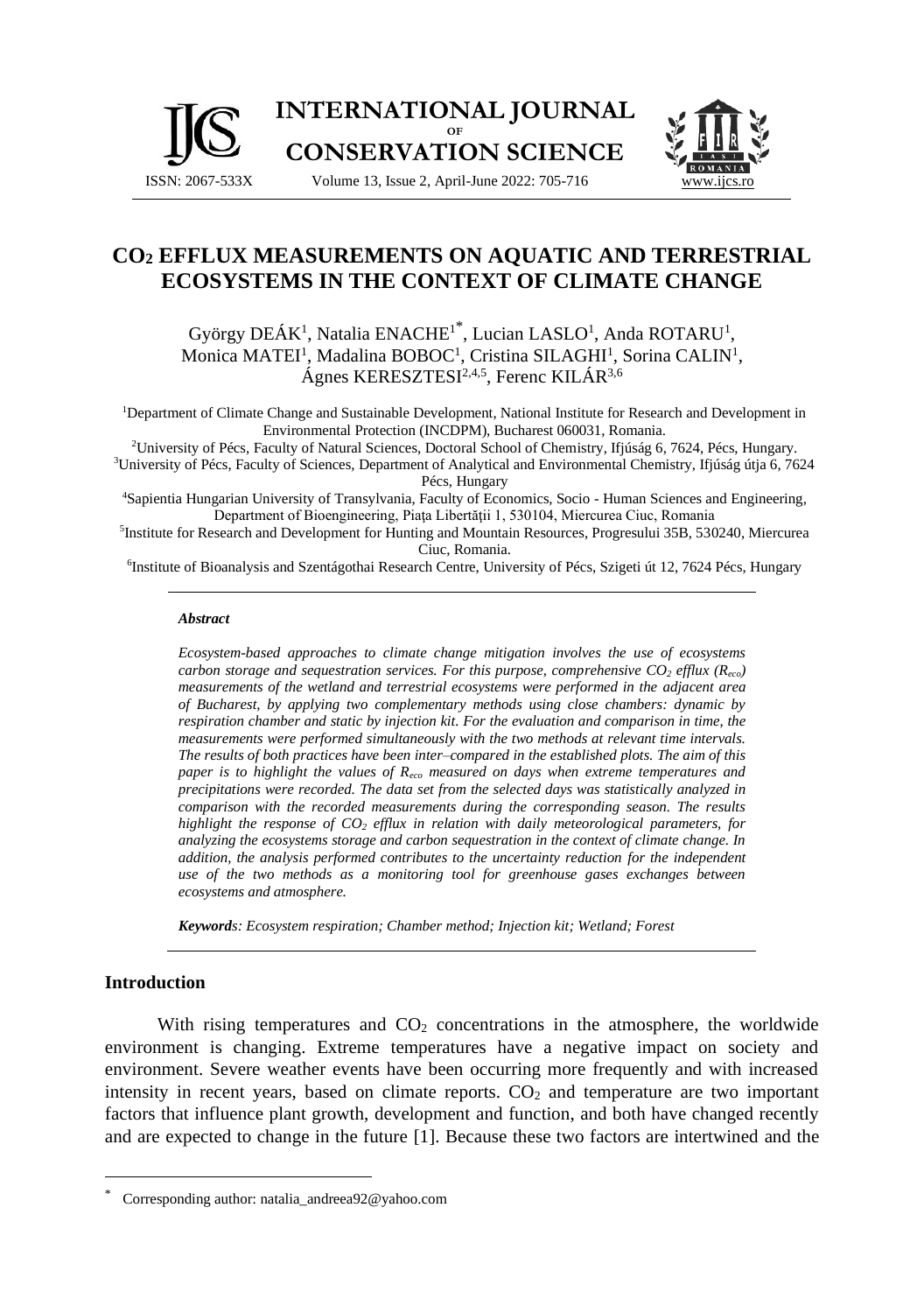# $CO_2$ EFFLUX MEASUREMENTS ON AQUATIC AND TERRESTRIAL ECOSYSTEMS IN THE CONTEXT OF CLIMATE CHANGE

György DEÁK[1], Natalia ENACHE[1*], Lucian LASLO[1], Anda ROTARU[1], Monica MATEI[1], Madalina BOBOC[1], Cristina SILAGHI[1], Sorina CALIN[1], Ágnes KERESZTESI[2,4,5], Ferenc KILÁR[3,6]

[1]Department of Climate Change and Sustainable Development, National Institute for Research and Development in Environmental Protection (INCDPM), Bucharest 060031, Romania.

[2]University of Pécs, Faculty of Natural Sciences, Doctoral School of Chemistry, Ifjúság 6, 7624, Pécs, Hungary.

[3]University of Pécs, Faculty of Sciences, Department of Analytical and Environmental Chemistry, Ifjúság útja 6, 7624 Pécs, Hungary

[4]Sapientia Hungarian University of Transylvania, Faculty of Economics, Socio - Human Sciences and Engineering, Department of Bioengineering, Piaţa Libertăţii 1, 530104, Miercurea Ciuc, Romania

[5]Institute for Research and Development for Hunting and Mountain Resources, Progresului 35B, 530240, Miercurea Ciuc, Romania.

[6]Institute of Bioanalysis and Szentágothai Research Centre, University of Pécs, Szigeti út 12, 7624 Pécs, Hungary

***Abstract***

*Ecosystem-based approaches to climate change mitigation involves the use of ecosystems carbon storage and sequestration services. For this purpose, comprehensive $CO_2$ efflux ($R_{eco}$) measurements of the wetland and terrestrial ecosystems were performed in the adjacent area of Bucharest, by applying two complementary methods using close chambers: dynamic by respiration chamber and static by injection kit. For the evaluation and comparison in time, the measurements were performed simultaneously with the two methods at relevant time intervals. The results of both practices have been inter–compared in the established plots. The aim of this paper is to highlight the values of $R_{eco}$ measured on days when extreme temperatures and precipitations were recorded. The data set from the selected days was statistically analyzed in comparison with the recorded measurements during the corresponding season. The results highlight the response of $CO_2$ efflux in relation with daily meteorological parameters, for analyzing the ecosystems storage and carbon sequestration in the context of climate change. In addition, the analysis performed contributes to the uncertainty reduction for the independent use of the two methods as a monitoring tool for greenhouse gases exchanges between ecosystems and atmosphere.*

***Keywords****: Ecosystem respiration; Chamber method; Injection kit; Wetland; Forest*

## Introduction

With rising temperatures and $CO_2$ concentrations in the atmosphere, the worldwide environment is changing. Extreme temperatures have a negative impact on society and environment. Severe weather events have been occurring more frequently and with increased intensity in recent years, based on climate reports. $CO_2$ and temperature are two important factors that influence plant growth, development and function, and both have changed recently and are expected to change in the future [1]. Because these two factors are intertwined and the

---

[*] Corresponding author: natalia_andreea92@yahoo.com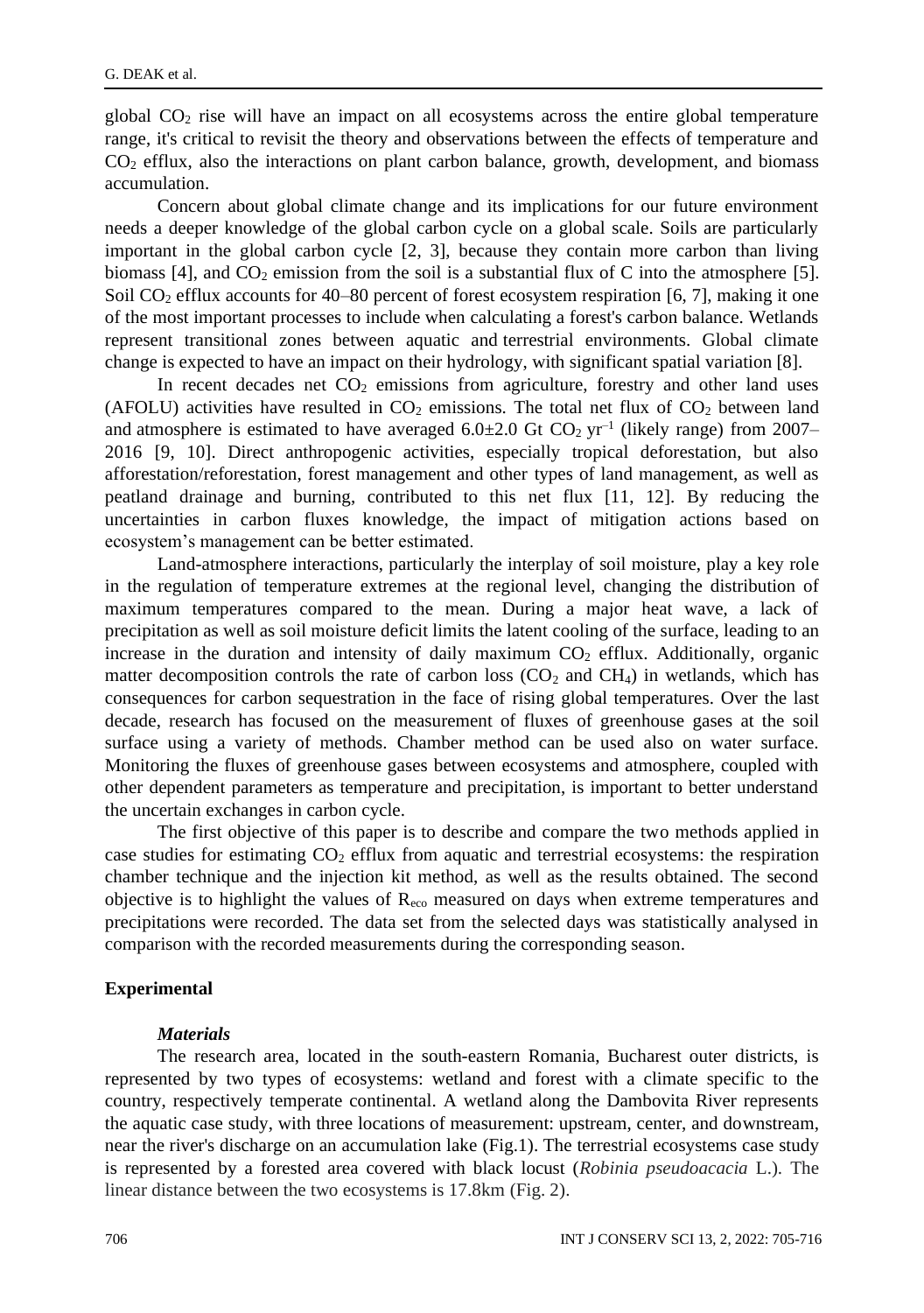global $CO_2$ rise will have an impact on all ecosystems across the entire global temperature range, it's critical to revisit the theory and observations between the effects of temperature and $CO_2$ efflux, also the interactions on plant carbon balance, growth, development, and biomass accumulation.

Concern about global climate change and its implications for our future environment needs a deeper knowledge of the global carbon cycle on a global scale. Soils are particularly important in the global carbon cycle [2, 3], because they contain more carbon than living biomass [4], and $CO_2$ emission from the soil is a substantial flux of C into the atmosphere [5]. Soil $CO_2$ efflux accounts for 40–80 percent of forest ecosystem respiration [6, 7], making it one of the most important processes to include when calculating a forest's carbon balance. Wetlands represent transitional zones between aquatic and terrestrial environments. Global climate change is expected to have an impact on their hydrology, with significant spatial variation [8].

In recent decades net $CO_2$ emissions from agriculture, forestry and other land uses (AFOLU) activities have resulted in $CO_2$ emissions. The total net flux of $CO_2$ between land and atmosphere is estimated to have averaged 6.0±2.0 Gt $CO_2$ $yr^{-1}$ (likely range) from 2007–2016 [9, 10]. Direct anthropogenic activities, especially tropical deforestation, but also afforestation/reforestation, forest management and other types of land management, as well as peatland drainage and burning, contributed to this net flux [11, 12]. By reducing the uncertainties in carbon fluxes knowledge, the impact of mitigation actions based on ecosystem's management can be better estimated.

Land-atmosphere interactions, particularly the interplay of soil moisture, play a key role in the regulation of temperature extremes at the regional level, changing the distribution of maximum temperatures compared to the mean. During a major heat wave, a lack of precipitation as well as soil moisture deficit limits the latent cooling of the surface, leading to an increase in the duration and intensity of daily maximum $CO_2$ efflux. Additionally, organic matter decomposition controls the rate of carbon loss ($CO_2$ and $CH_4$) in wetlands, which has consequences for carbon sequestration in the face of rising global temperatures. Over the last decade, research has focused on the measurement of fluxes of greenhouse gases at the soil surface using a variety of methods. Chamber method can be used also on water surface. Monitoring the fluxes of greenhouse gases between ecosystems and atmosphere, coupled with other dependent parameters as temperature and precipitation, is important to better understand the uncertain exchanges in carbon cycle.

The first objective of this paper is to describe and compare the two methods applied in case studies for estimating $CO_2$ efflux from aquatic and terrestrial ecosystems: the respiration chamber technique and the injection kit method, as well as the results obtained. The second objective is to highlight the values of $R_{eco}$ measured on days when extreme temperatures and precipitations were recorded. The data set from the selected days was statistically analysed in comparison with the recorded measurements during the corresponding season.

## Experimental

### *Materials*

The research area, located in the south-eastern Romania, Bucharest outer districts, is represented by two types of ecosystems: wetland and forest with a climate specific to the country, respectively temperate continental. A wetland along the Dambovita River represents the aquatic case study, with three locations of measurement: upstream, center, and downstream, near the river's discharge on an accumulation lake (Fig.1). The terrestrial ecosystems case study is represented by a forested area covered with black locust (*Robinia pseudoacacia* L.). The linear distance between the two ecosystems is 17.8km (Fig. 2).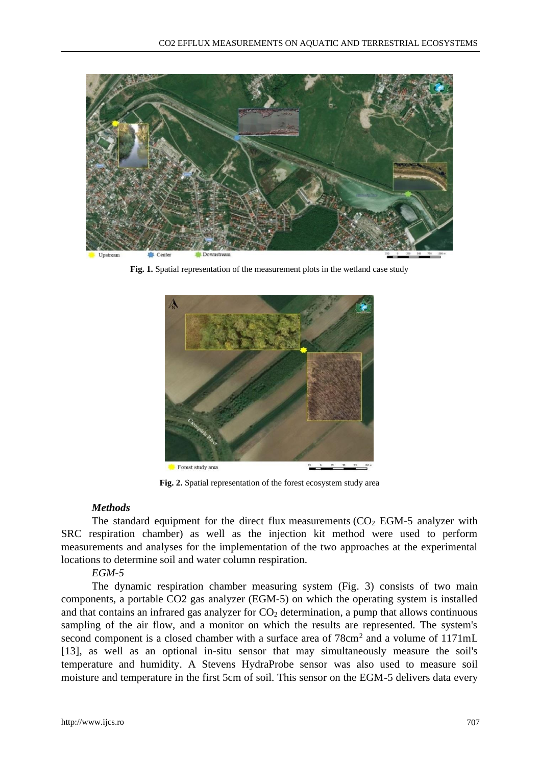Fig. 1. Spatial representation of the measurement plots in the wetland case study

Fig. 2. Spatial representation of the forest ecosystem study area

### *Methods*

The standard equipment for the direct flux measurements ($CO_2$ EGM-5 analyzer with SRC respiration chamber) as well as the injection kit method were used to perform measurements and analyses for the implementation of the two approaches at the experimental locations to determine soil and water column respiration.

*EGM-5*

The dynamic respiration chamber measuring system (Fig. 3) consists of two main components, a portable CO2 gas analyzer (EGM-5) on which the operating system is installed and that contains an infrared gas analyzer for $CO_2$ determination, a pump that allows continuous sampling of the air flow, and a monitor on which the results are represented. The system's second component is a closed chamber with a surface area of 78cm$^2$ and a volume of 1171mL [13], as well as an optional in-situ sensor that may simultaneously measure the soil's temperature and humidity. A Stevens HydraProbe sensor was also used to measure soil moisture and temperature in the first 5cm of soil. This sensor on the EGM-5 delivers data every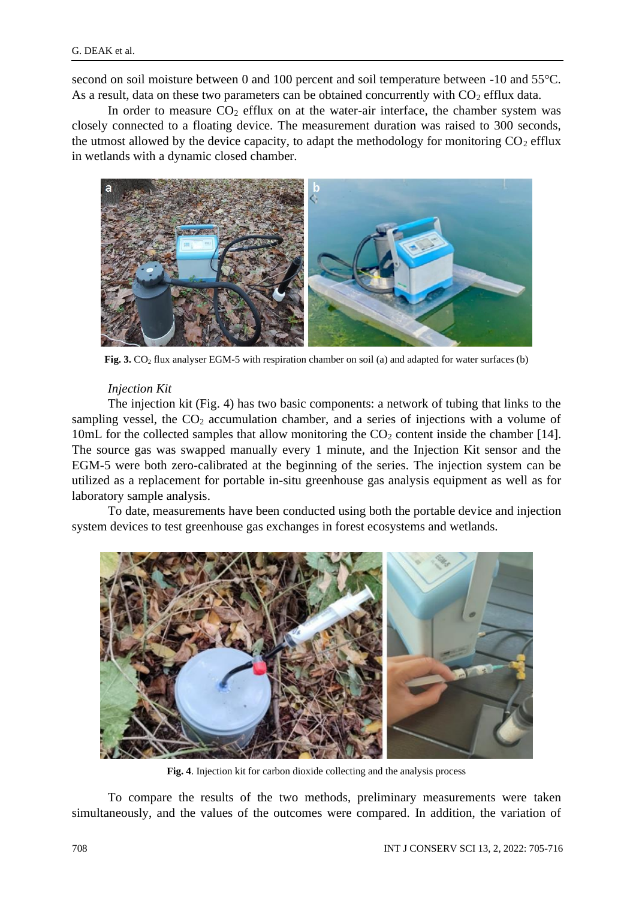second on soil moisture between 0 and 100 percent and soil temperature between -10 and 55°C. As a result, data on these two parameters can be obtained concurrently with $CO_2$ efflux data.

In order to measure $CO_2$ efflux on at the water-air interface, the chamber system was closely connected to a floating device. The measurement duration was raised to 300 seconds, the utmost allowed by the device capacity, to adapt the methodology for monitoring $CO_2$ efflux in wetlands with a dynamic closed chamber.

**Fig. 3.** $CO_2$ flux analyser EGM-5 with respiration chamber on soil (a) and adapted for water surfaces (b)

*Injection Kit*

The injection kit (Fig. 4) has two basic components: a network of tubing that links to the sampling vessel, the $CO_2$ accumulation chamber, and a series of injections with a volume of 10mL for the collected samples that allow monitoring the $CO_2$ content inside the chamber [14]. The source gas was swapped manually every 1 minute, and the Injection Kit sensor and the EGM-5 were both zero-calibrated at the beginning of the series. The injection system can be utilized as a replacement for portable in-situ greenhouse gas analysis equipment as well as for laboratory sample analysis.

To date, measurements have been conducted using both the portable device and injection system devices to test greenhouse gas exchanges in forest ecosystems and wetlands.

**Fig. 4**. Injection kit for carbon dioxide collecting and the analysis process

To compare the results of the two methods, preliminary measurements were taken simultaneously, and the values of the outcomes were compared. In addition, the variation of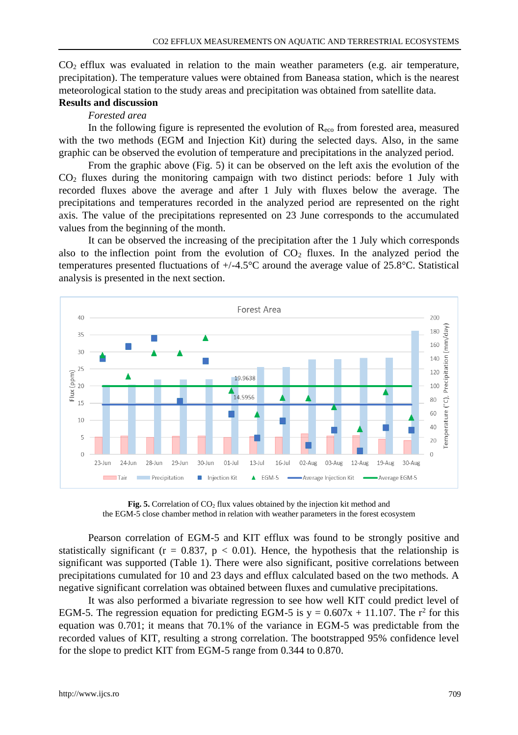$CO_2$ efflux was evaluated in relation to the main weather parameters (e.g. air temperature, precipitation). The temperature values were obtained from Baneasa station, which is the nearest meteorological station to the study areas and precipitation was obtained from satellite data.

**Results and discussion**

*Forested area*

In the following figure is represented the evolution of $R_{eco}$ from forested area, measured with the two methods (EGM and Injection Kit) during the selected days. Also, in the same graphic can be observed the evolution of temperature and precipitations in the analyzed period.

From the graphic above (Fig. 5) it can be observed on the left axis the evolution of the $CO_2$ fluxes during the monitoring campaign with two distinct periods: before 1 July with recorded fluxes above the average and after 1 July with fluxes below the average. The precipitations and temperatures recorded in the analyzed period are represented on the right axis. The value of the precipitations represented on 23 June corresponds to the accumulated values from the beginning of the month.

It can be observed the increasing of the precipitation after the 1 July which corresponds also to the inflection point from the evolution of $CO_2$ fluxes. In the analyzed period the temperatures presented fluctuations of +/-4.5°C around the average value of 25.8°C. Statistical analysis is presented in the next section.

**Fig. 5.** Correlation of $CO_2$ flux values obtained by the injection kit method and the EGM-5 close chamber method in relation with weather parameters in the forest ecosystem

Pearson correlation of EGM-5 and KIT efflux was found to be strongly positive and statistically significant ($r = 0.837$, $p < 0.01$). Hence, the hypothesis that the relationship is significant was supported (Table 1). There were also significant, positive correlations between precipitations cumulated for 10 and 23 days and efflux calculated based on the two methods. A negative significant correlation was obtained between fluxes and cumulative precipitations.

It was also performed a bivariate regression to see how well KIT could predict level of EGM-5. The regression equation for predicting EGM-5 is $y = 0.607x + 11.107$. The $r^2$ for this equation was 0.701; it means that 70.1% of the variance in EGM-5 was predictable from the recorded values of KIT, resulting a strong correlation. The bootstrapped 95% confidence level for the slope to predict KIT from EGM-5 range from 0.344 to 0.870.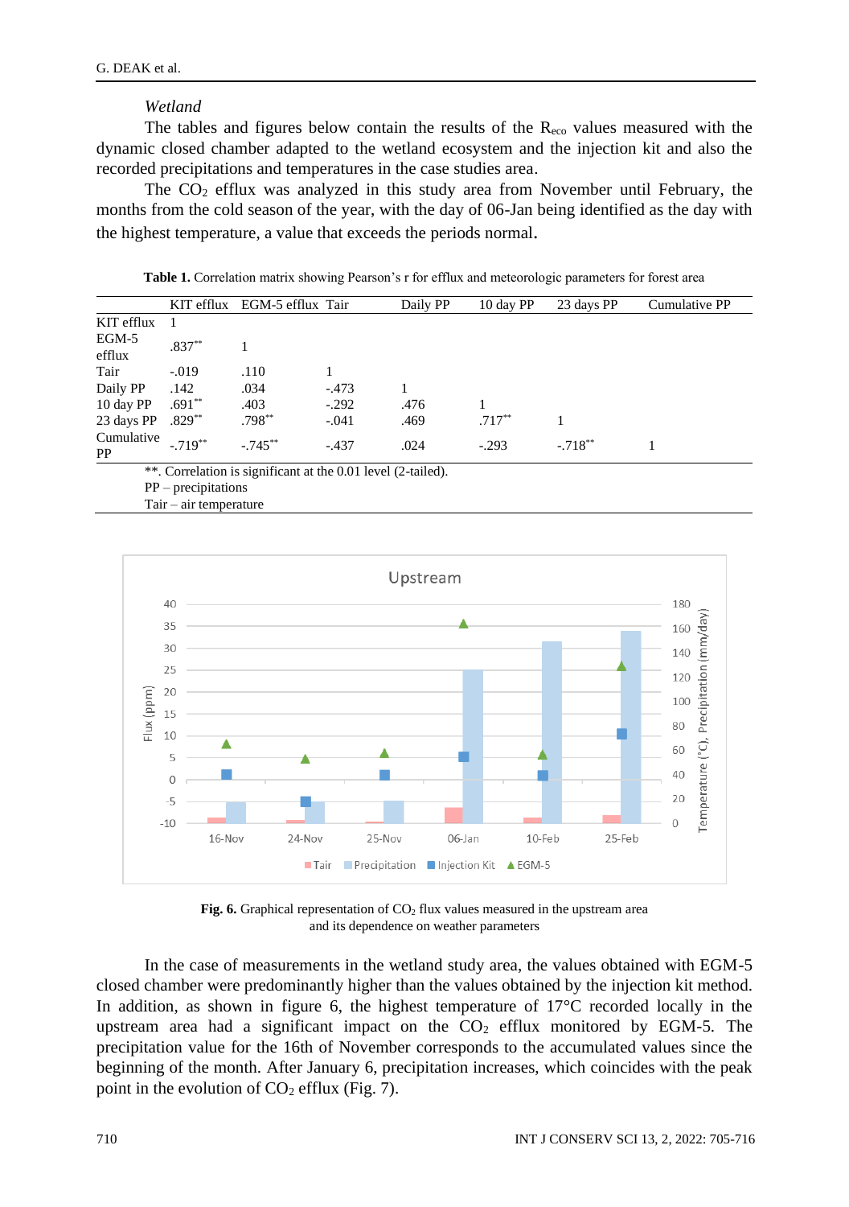*Wetland*

The tables and figures below contain the results of the $R_{eco}$ values measured with the dynamic closed chamber adapted to the wetland ecosystem and the injection kit and also the recorded precipitations and temperatures in the case studies area.

The $CO_2$ efflux was analyzed in this study area from November until February, the months from the cold season of the year, with the day of 06-Jan being identified as the day with the highest temperature, a value that exceeds the periods normal.

**Table 1.** Correlation matrix showing Pearson's r for efflux and meteorologic parameters for forest area

| | KIT efflux | EGM-5 efflux | Tair | Daily PP | 10 day PP | 23 days PP | Cumulative PP |
|---|---|---|---|---|---|---|---|
| KIT efflux | 1 | | | | | | |
| EGM-5 efflux | .837** | 1 | | | | | |
| Tair | -.019 | .110 | 1 | | | | |
| Daily PP | .142 | .034 | -.473 | 1 | | | |
| 10 day PP | .691** | .403 | -.292 | .476 | 1 | | |
| 23 days PP | .829** | .798** | -.041 | .469 | .717** | 1 | |
| Cumulative PP | -.719** | -.745** | -.437 | .024 | -.293 | -.718** | 1 |

**. Correlation is significant at the 0.01 level (2-tailed).
PP – precipitations
Tair – air temperature

**Fig. 6.** Graphical representation of $CO_2$ flux values measured in the upstream area and its dependence on weather parameters

In the case of measurements in the wetland study area, the values obtained with EGM-5 closed chamber were predominantly higher than the values obtained by the injection kit method. In addition, as shown in figure 6, the highest temperature of 17°C recorded locally in the upstream area had a significant impact on the $CO_2$ efflux monitored by EGM-5. The precipitation value for the 16th of November corresponds to the accumulated values since the beginning of the month. After January 6, precipitation increases, which coincides with the peak point in the evolution of $CO_2$ efflux (Fig. 7).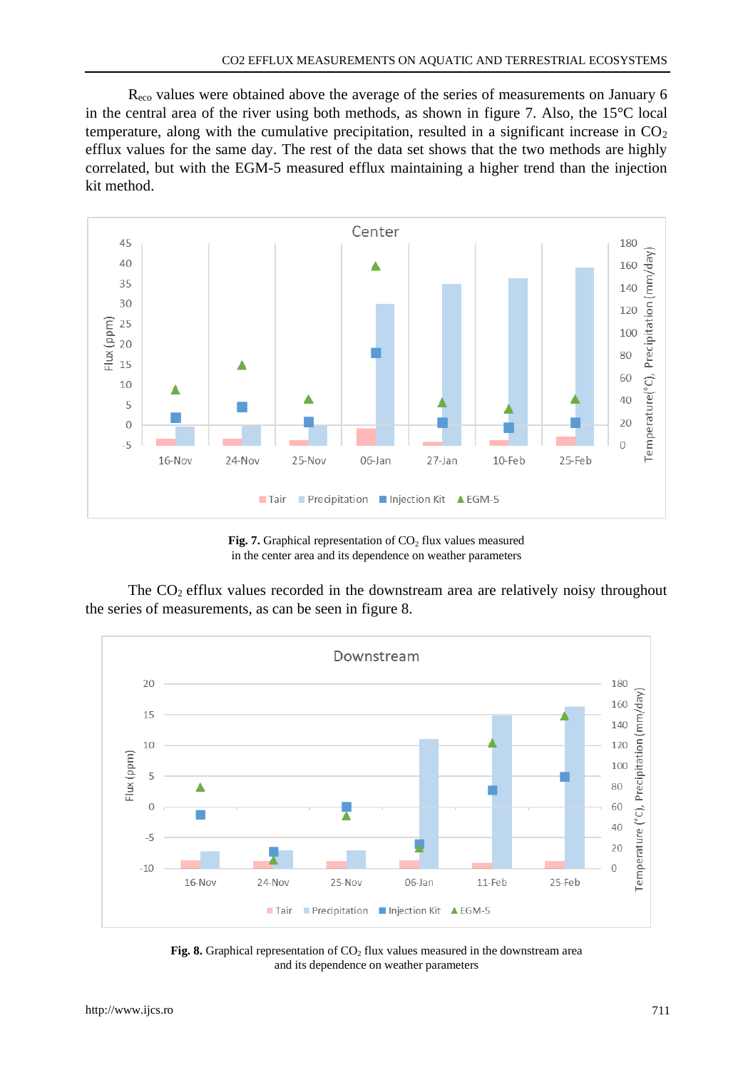$R_{eco}$ values were obtained above the average of the series of measurements on January 6 in the central area of the river using both methods, as shown in figure 7. Also, the 15°C local temperature, along with the cumulative precipitation, resulted in a significant increase in $CO_2$ efflux values for the same day. The rest of the data set shows that the two methods are highly correlated, but with the EGM-5 measured efflux maintaining a higher trend than the injection kit method.

**Fig. 7.** Graphical representation of $CO_2$ flux values measured in the center area and its dependence on weather parameters

The $CO_2$ efflux values recorded in the downstream area are relatively noisy throughout the series of measurements, as can be seen in figure 8.

**Fig. 8.** Graphical representation of $CO_2$ flux values measured in the downstream area and its dependence on weather parameters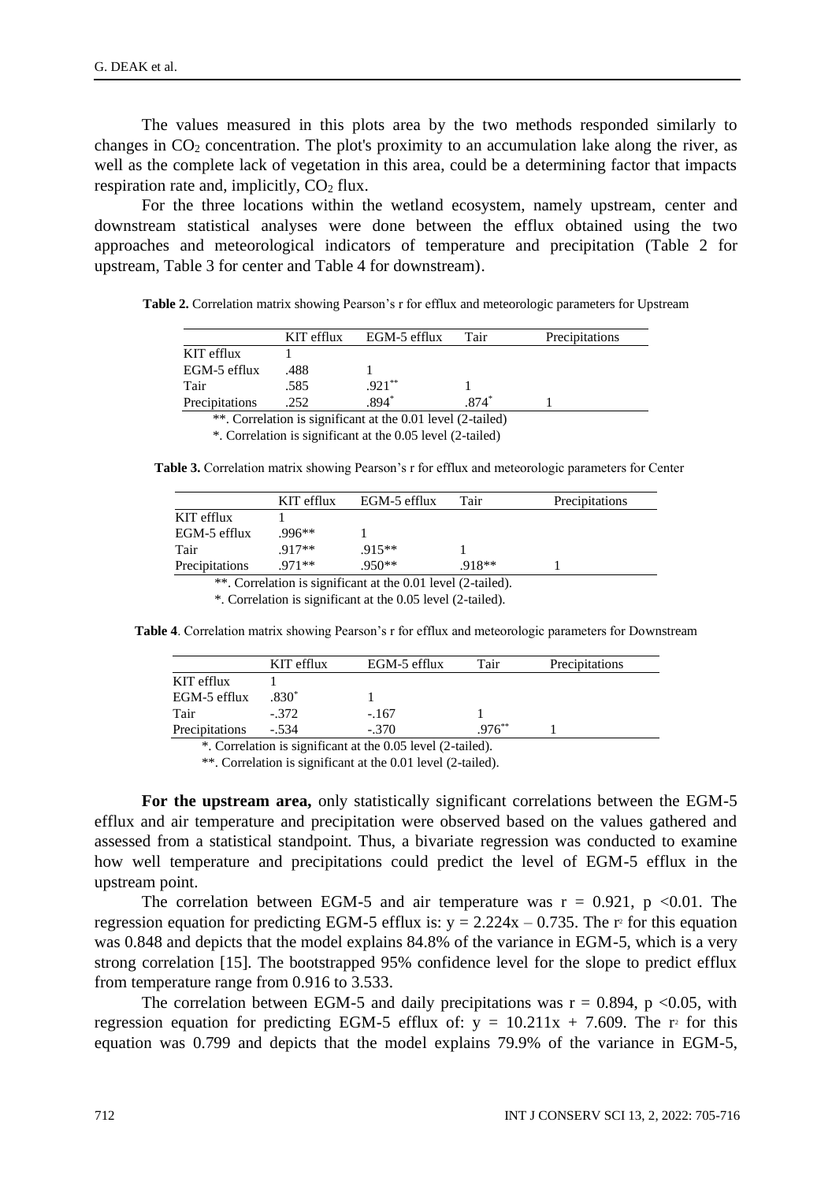The values measured in this plots area by the two methods responded similarly to changes in $CO_2$ concentration. The plot's proximity to an accumulation lake along the river, as well as the complete lack of vegetation in this area, could be a determining factor that impacts respiration rate and, implicitly, $CO_2$ flux.

For the three locations within the wetland ecosystem, namely upstream, center and downstream statistical analyses were done between the efflux obtained using the two approaches and meteorological indicators of temperature and precipitation (Table 2 for upstream, Table 3 for center and Table 4 for downstream).

**Table 2.** Correlation matrix showing Pearson's r for efflux and meteorologic parameters for Upstream

| | KIT efflux | EGM-5 efflux | Tair | Precipitations |
|---|---|---|---|---|
| KIT efflux | 1 | | | |
| EGM-5 efflux | .488 | 1 | | |
| Tair | .585 | .921** | 1 | |
| Precipitations | .252 | .894* | .874* | 1 |

**. Correlation is significant at the 0.01 level (2-tailed)

*. Correlation is significant at the 0.05 level (2-tailed)

**Table 3.** Correlation matrix showing Pearson's r for efflux and meteorologic parameters for Center

| | KIT efflux | EGM-5 efflux | Tair | Precipitations |
|---|---|---|---|---|
| KIT efflux | 1 | | | |
| EGM-5 efflux | .996** | 1 | | |
| Tair | .917** | .915** | 1 | |
| Precipitations | .971** | .950** | .918** | 1 |

**. Correlation is significant at the 0.01 level (2-tailed).

*. Correlation is significant at the 0.05 level (2-tailed).

**Table 4**. Correlation matrix showing Pearson's r for efflux and meteorologic parameters for Downstream

| | KIT efflux | EGM-5 efflux | Tair | Precipitations |
|---|---|---|---|---|
| KIT efflux | 1 | | | |
| EGM-5 efflux | .830* | 1 | | |
| Tair | -.372 | -.167 | 1 | |
| Precipitations | -.534 | -.370 | .976** | 1 |

*. Correlation is significant at the 0.05 level (2-tailed).

**. Correlation is significant at the 0.01 level (2-tailed).

**For the upstream area,** only statistically significant correlations between the EGM-5 efflux and air temperature and precipitation were observed based on the values gathered and assessed from a statistical standpoint. Thus, a bivariate regression was conducted to examine how well temperature and precipitations could predict the level of EGM-5 efflux in the upstream point.

The correlation between EGM-5 and air temperature was $r = 0.921$, $p < 0.01$. The regression equation for predicting EGM-5 efflux is: $y = 2.224x - 0.735$. The $r^2$ for this equation was 0.848 and depicts that the model explains 84.8% of the variance in EGM-5, which is a very strong correlation [15]. The bootstrapped 95% confidence level for the slope to predict efflux from temperature range from 0.916 to 3.533.

The correlation between EGM-5 and daily precipitations was $r = 0.894$, $p < 0.05$, with regression equation for predicting EGM-5 efflux of: $y = 10.211x + 7.609$. The $r^2$ for this equation was 0.799 and depicts that the model explains 79.9% of the variance in EGM-5,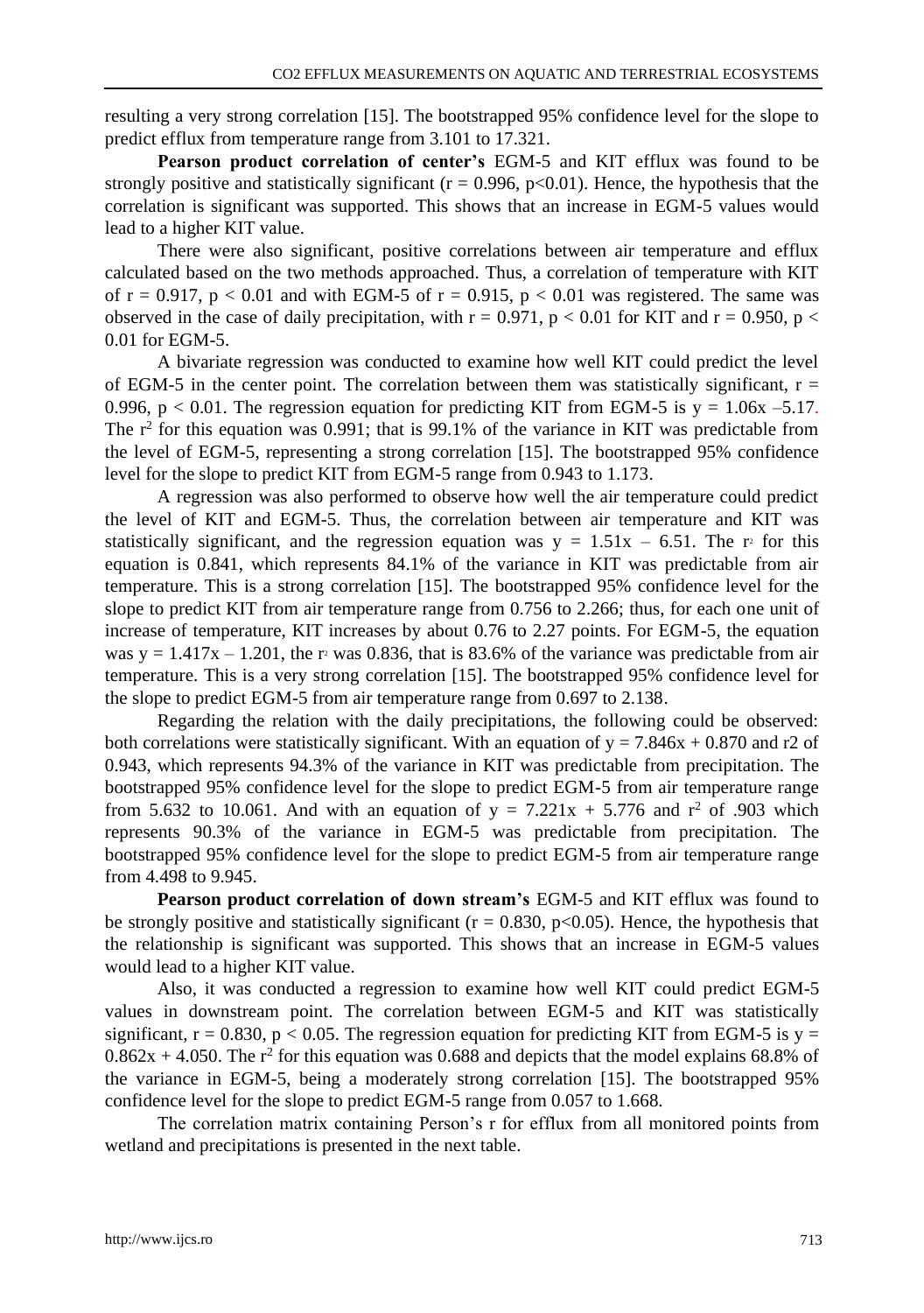resulting a very strong correlation [15]. The bootstrapped 95% confidence level for the slope to predict efflux from temperature range from 3.101 to 17.321.

**Pearson product correlation of center's** EGM-5 and KIT efflux was found to be strongly positive and statistically significant ($r = 0.996$, $p<0.01$). Hence, the hypothesis that the correlation is significant was supported. This shows that an increase in EGM-5 values would lead to a higher KIT value.

There were also significant, positive correlations between air temperature and efflux calculated based on the two methods approached. Thus, a correlation of temperature with KIT of $r = 0.917$, $p < 0.01$ and with EGM-5 of $r = 0.915$, $p < 0.01$ was registered. The same was observed in the case of daily precipitation, with $r = 0.971$, $p < 0.01$ for KIT and $r = 0.950$, $p < 0.01$ for EGM-5.

A bivariate regression was conducted to examine how well KIT could predict the level of EGM-5 in the center point. The correlation between them was statistically significant, $r = 0.996$, $p < 0.01$. The regression equation for predicting KIT from EGM-5 is $y = 1.06x - 5.17$. The $r^2$ for this equation was 0.991; that is 99.1% of the variance in KIT was predictable from the level of EGM-5, representing a strong correlation [15]. The bootstrapped 95% confidence level for the slope to predict KIT from EGM-5 range from 0.943 to 1.173.

A regression was also performed to observe how well the air temperature could predict the level of KIT and EGM-5. Thus, the correlation between air temperature and KIT was statistically significant, and the regression equation was $y = 1.51x - 6.51$. The $r^2$ for this equation is 0.841, which represents 84.1% of the variance in KIT was predictable from air temperature. This is a strong correlation [15]. The bootstrapped 95% confidence level for the slope to predict KIT from air temperature range from 0.756 to 2.266; thus, for each one unit of increase of temperature, KIT increases by about 0.76 to 2.27 points. For EGM-5, the equation was $y = 1.417x - 1.201$, the $r^2$ was 0.836, that is 83.6% of the variance was predictable from air temperature. This is a very strong correlation [15]. The bootstrapped 95% confidence level for the slope to predict EGM-5 from air temperature range from 0.697 to 2.138.

Regarding the relation with the daily precipitations, the following could be observed: both correlations were statistically significant. With an equation of $y = 7.846x + 0.870$ and r2 of 0.943, which represents 94.3% of the variance in KIT was predictable from precipitation. The bootstrapped 95% confidence level for the slope to predict EGM-5 from air temperature range from 5.632 to 10.061. And with an equation of $y = 7.221x + 5.776$ and $r^2$ of .903 which represents 90.3% of the variance in EGM-5 was predictable from precipitation. The bootstrapped 95% confidence level for the slope to predict EGM-5 from air temperature range from 4.498 to 9.945.

**Pearson product correlation of down stream's** EGM-5 and KIT efflux was found to be strongly positive and statistically significant ($r = 0.830$, $p<0.05$). Hence, the hypothesis that the relationship is significant was supported. This shows that an increase in EGM-5 values would lead to a higher KIT value.

Also, it was conducted a regression to examine how well KIT could predict EGM-5 values in downstream point. The correlation between EGM-5 and KIT was statistically significant, $r = 0.830$, $p < 0.05$. The regression equation for predicting KIT from EGM-5 is $y = 0.862x + 4.050$. The $r^2$ for this equation was 0.688 and depicts that the model explains 68.8% of the variance in EGM-5, being a moderately strong correlation [15]. The bootstrapped 95% confidence level for the slope to predict EGM-5 range from 0.057 to 1.668.

The correlation matrix containing Person's r for efflux from all monitored points from wetland and precipitations is presented in the next table.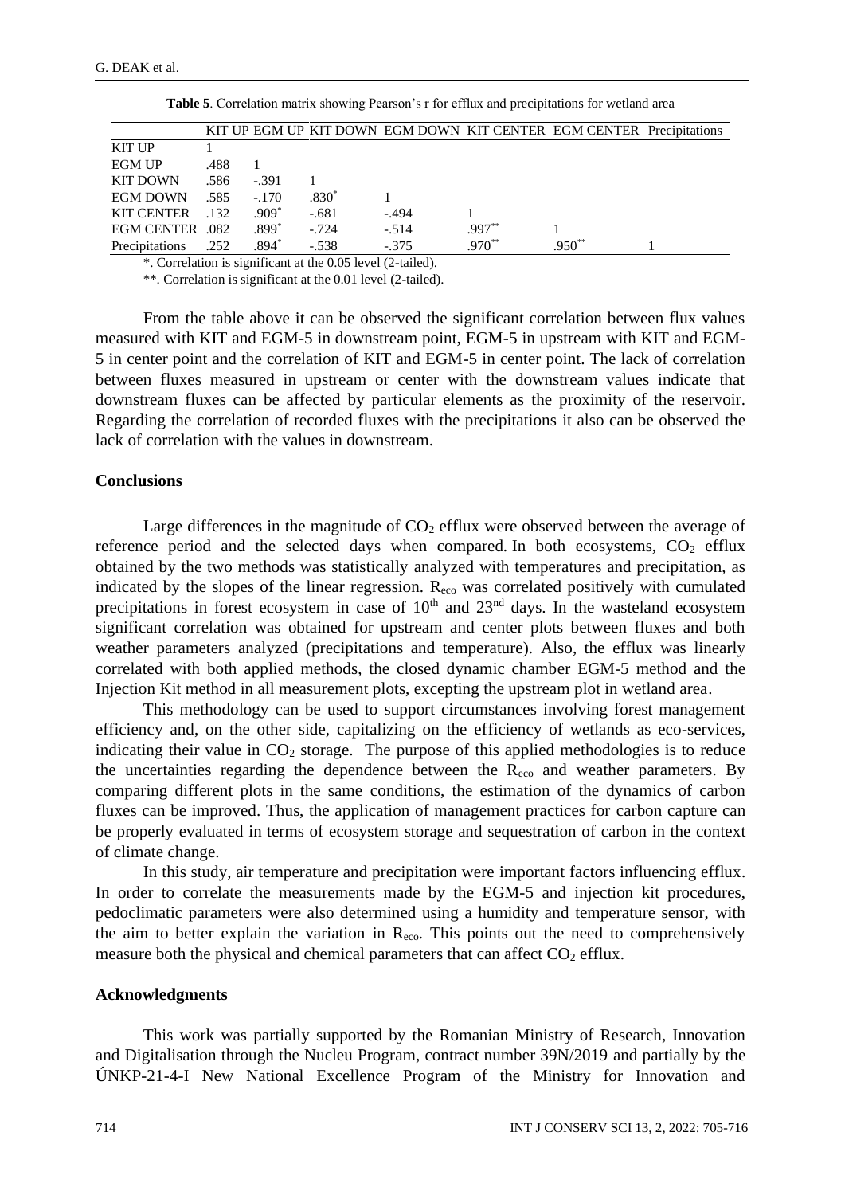**Table 5**. Correlation matrix showing Pearson's r for efflux and precipitations for wetland area

| | KIT UP | EGM UP | KIT DOWN | EGM DOWN | KIT CENTER | EGM CENTER | Precipitations |
|---|---|---|---|---|---|---|---|
| KIT UP | 1 | | | | | | |
| EGM UP | .488 | 1 | | | | | |
| KIT DOWN | .586 | -.391 | 1 | | | | |
| EGM DOWN | .585 | -.170 | .830* | 1 | | | |
| KIT CENTER | .132 | .909* | -.681 | -.494 | 1 | | |
| EGM CENTER | .082 | .899* | -.724 | -.514 | .997** | 1 | |
| Precipitations | .252 | .894* | -.538 | -.375 | .970** | .950** | 1 |

*. Correlation is significant at the 0.05 level (2-tailed).

**. Correlation is significant at the 0.01 level (2-tailed).

From the table above it can be observed the significant correlation between flux values measured with KIT and EGM-5 in downstream point, EGM-5 in upstream with KIT and EGM-5 in center point and the correlation of KIT and EGM-5 in center point. The lack of correlation between fluxes measured in upstream or center with the downstream values indicate that downstream fluxes can be affected by particular elements as the proximity of the reservoir. Regarding the correlation of recorded fluxes with the precipitations it also can be observed the lack of correlation with the values in downstream.

## Conclusions

Large differences in the magnitude of $CO_2$ efflux were observed between the average of reference period and the selected days when compared. In both ecosystems, $CO_2$ efflux obtained by the two methods was statistically analyzed with temperatures and precipitation, as indicated by the slopes of the linear regression. $R_{eco}$ was correlated positively with cumulated precipitations in forest ecosystem in case of $10^{th}$ and $23^{nd}$ days. In the wasteland ecosystem significant correlation was obtained for upstream and center plots between fluxes and both weather parameters analyzed (precipitations and temperature). Also, the efflux was linearly correlated with both applied methods, the closed dynamic chamber EGM-5 method and the Injection Kit method in all measurement plots, excepting the upstream plot in wetland area.

This methodology can be used to support circumstances involving forest management efficiency and, on the other side, capitalizing on the efficiency of wetlands as eco-services, indicating their value in $CO_2$ storage. The purpose of this applied methodologies is to reduce the uncertainties regarding the dependence between the $R_{eco}$ and weather parameters. By comparing different plots in the same conditions, the estimation of the dynamics of carbon fluxes can be improved. Thus, the application of management practices for carbon capture can be properly evaluated in terms of ecosystem storage and sequestration of carbon in the context of climate change.

In this study, air temperature and precipitation were important factors influencing efflux. In order to correlate the measurements made by the EGM-5 and injection kit procedures, pedoclimatic parameters were also determined using a humidity and temperature sensor, with the aim to better explain the variation in $R_{eco}$. This points out the need to comprehensively measure both the physical and chemical parameters that can affect $CO_2$ efflux.

## Acknowledgments

This work was partially supported by the Romanian Ministry of Research, Innovation and Digitalisation through the Nucleu Program, contract number 39N/2019 and partially by the ÚNKP-21-4-I New National Excellence Program of the Ministry for Innovation and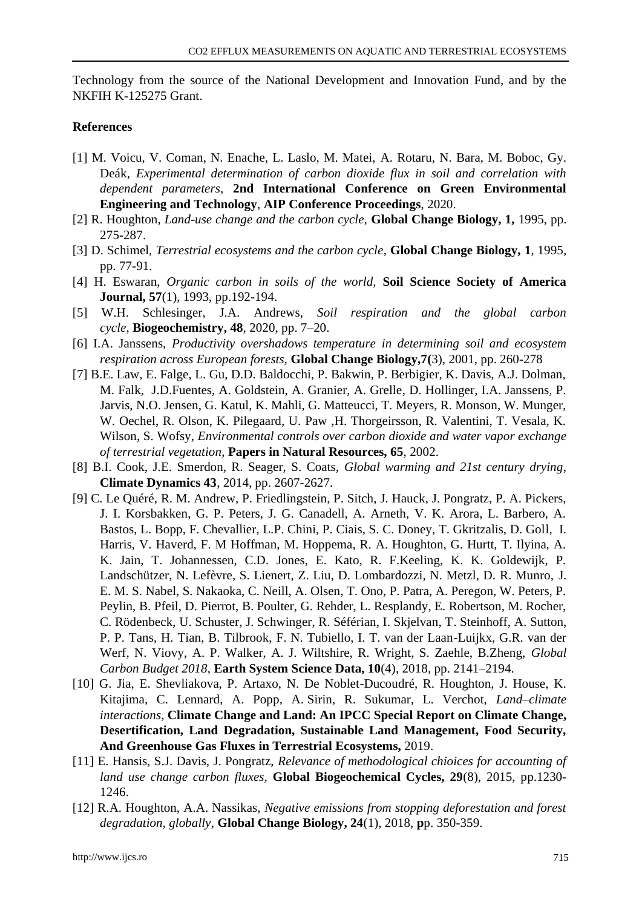Technology from the source of the National Development and Innovation Fund, and by the NKFIH K-125275 Grant.

## References

[1] M. Voicu, V. Coman, N. Enache, L. Laslo, M. Matei, A. Rotaru, N. Bara, M. Boboc, Gy. Deák, *Experimental determination of carbon dioxide flux in soil and correlation with dependent parameters,* **2nd International Conference on Green Environmental Engineering and Technology**, **AIP Conference Proceedings**, 2020.

[2] R. Houghton, *Land-use change and the carbon cycle,* **Global Change Biology, 1,** 1995, pp. 275-287.

[3] D. Schimel, *Terrestrial ecosystems and the carbon cycle*, **Global Change Biology, 1**, 1995, pp. 77-91.

[4] H. Eswaran, *Organic carbon in soils of the world,* **Soil Science Society of America Journal, 57**(1), 1993, pp.192-194.

[5] W.H. Schlesinger, J.A. Andrews, *Soil respiration and the global carbon cycle*, **Biogeochemistry, 48**, 2020, pp. 7–20.

[6] I.A. Janssens, *Productivity overshadows temperature in determining soil and ecosystem respiration across European forests,* **Global Change Biology,7(**3), 2001, pp. 260-278

[7] B.E. Law, E. Falge, L. Gu, D.D. Baldocchi, P. Bakwin, P. Berbigier, K. Davis, A.J. Dolman, M. Falk, J.D.Fuentes, A. Goldstein, A. Granier, A. Grelle, D. Hollinger, I.A. Janssens, P. Jarvis, N.O. Jensen, G. Katul, K. Mahli, G. Matteucci, T. Meyers, R. Monson, W. Munger, W. Oechel, R. Olson, K. Pilegaard, U. Paw ,H. Thorgeirsson, R. Valentini, T. Vesala, K. Wilson, S. Wofsy, *Environmental controls over carbon dioxide and water vapor exchange of terrestrial vegetation*, **Papers in Natural Resources, 65**, 2002.

[8] B.I. Cook, J.E. Smerdon, R. Seager, S. Coats, *Global warming and 21st century drying*, **Climate Dynamics 43**, 2014, pp. 2607-2627.

[9] C. Le Quéré, R. M. Andrew, P. Friedlingstein, P. Sitch, J. Hauck, J. Pongratz, P. A. Pickers, J. I. Korsbakken, G. P. Peters, J. G. Canadell, A. Arneth, V. K. Arora, L. Barbero, A. Bastos, L. Bopp, F. Chevallier, L.P. Chini, P. Ciais, S. C. Doney, T. Gkritzalis, D. Goll, I. Harris, V. Haverd, F. M Hoffman, M. Hoppema, R. A. Houghton, G. Hurtt, T. Ilyina, A. K. Jain, T. Johannessen, C.D. Jones, E. Kato, R. F.Keeling, K. K. Goldewijk, P. Landschützer, N. Lefèvre, S. Lienert, Z. Liu, D. Lombardozzi, N. Metzl, D. R. Munro, J. E. M. S. Nabel, S. Nakaoka, C. Neill, A. Olsen, T. Ono, P. Patra, A. Peregon, W. Peters, P. Peylin, B. Pfeil, D. Pierrot, B. Poulter, G. Rehder, L. Resplandy, E. Robertson, M. Rocher, C. Rödenbeck, U. Schuster, J. Schwinger, R. Séférian, I. Skjelvan, T. Steinhoff, A. Sutton, P. P. Tans, H. Tian, B. Tilbrook, F. N. Tubiello, I. T. van der Laan-Luijkx, G.R. van der Werf, N. Viovy, A. P. Walker, A. J. Wiltshire, R. Wright, S. Zaehle, B.Zheng, *Global Carbon Budget 2018*, **Earth System Science Data, 10**(4), 2018, pp. 2141–2194.

[10] G. Jia, E. Shevliakova, P. Artaxo, N. De Noblet-Ducoudré, R. Houghton, J. House, K. Kitajima, C. Lennard, A. Popp, A. Sirin, R. Sukumar, L. Verchot, *Land–climate interactions*, **Climate Change and Land: An IPCC Special Report on Climate Change, Desertification, Land Degradation, Sustainable Land Management, Food Security, And Greenhouse Gas Fluxes in Terrestrial Ecosystems,** 2019.

[11] E. Hansis, S.J. Davis, J. Pongratz, *Relevance of methodological chioices for accounting of land use change carbon fluxes,* **Global Biogeochemical Cycles, 29**(8), 2015, pp.1230-1246.

[12] R.A. Houghton, A.A. Nassikas, *Negative emissions from stopping deforestation and forest degradation, globally*, **Global Change Biology, 24**(1), 2018, **p**p. 350-359.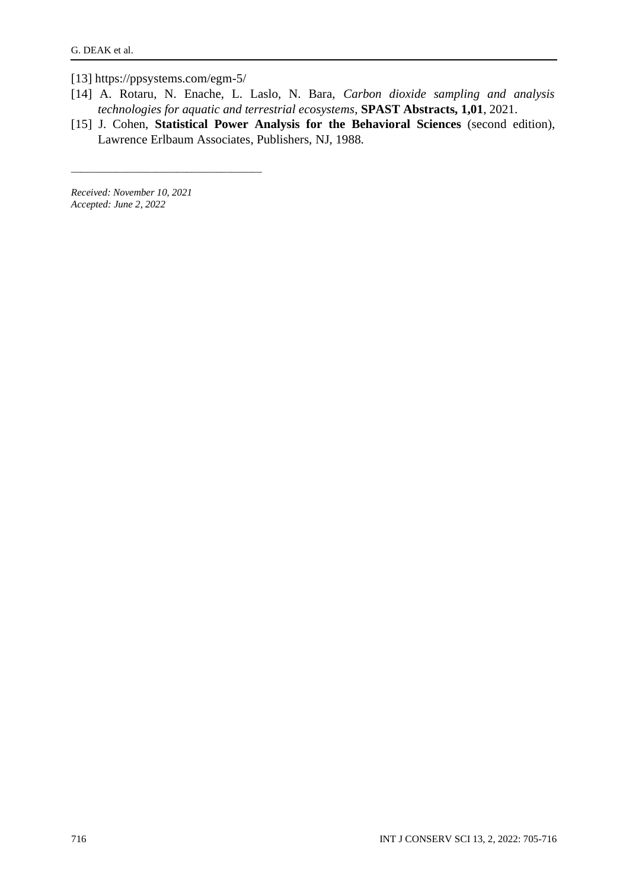[13] https://ppsystems.com/egm-5/

[14] A. Rotaru, N. Enache, L. Laslo, N. Bara, *Carbon dioxide sampling and analysis technologies for aquatic and terrestrial ecosystems*, **SPAST Abstracts, 1,01**, 2021.

[15] J. Cohen, **Statistical Power Analysis for the Behavioral Sciences** (second edition), Lawrence Erlbaum Associates, Publishers, NJ, 1988.

---

*Received: November 10, 2021*
*Accepted: June 2, 2022*